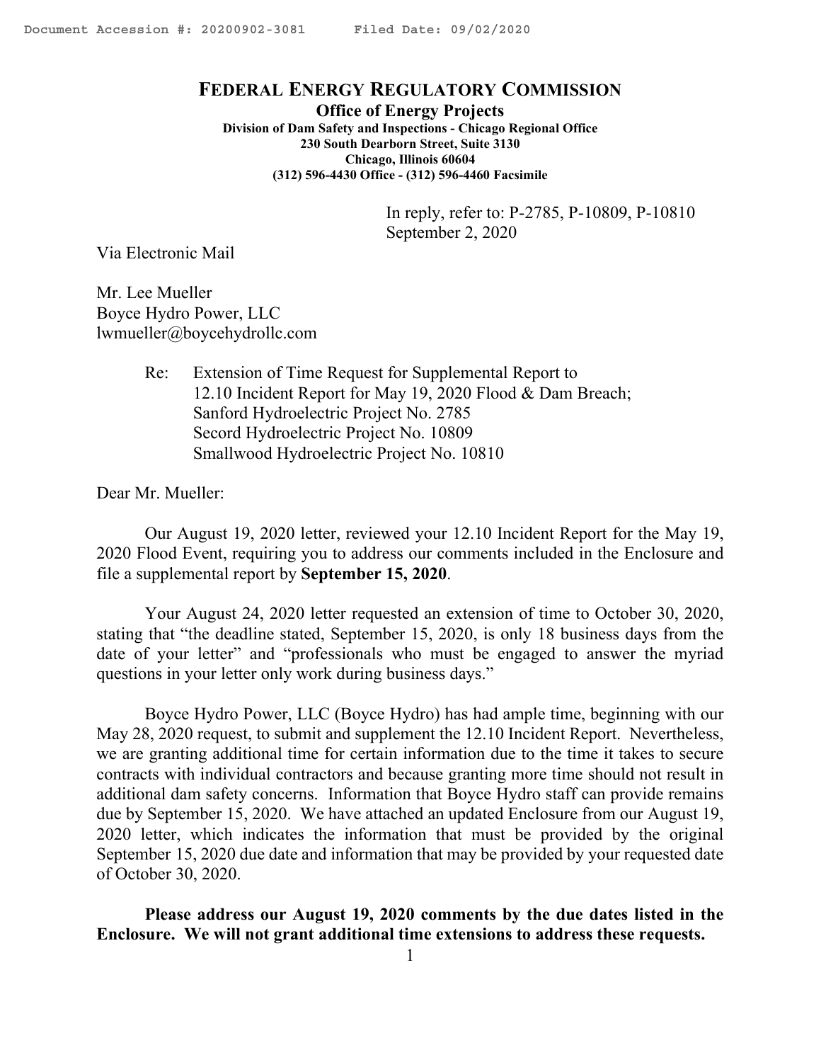# FEDERAL ENERGY REGULATORY COMMISSION

**Office of Energy Projects**

**Division of Dam Safety and Inspections - Chicago Regional Office**
**230 South Dearborn Street, Suite 3130**
**Chicago, Illinois 60604**
**(312) 596-4430 Office - (312) 596-4460 Facsimile**

In reply, refer to: P-2785, P-10809, P-10810
September 2, 2020

Via Electronic Mail

Mr. Lee Mueller
Boyce Hydro Power, LLC
lwmueller@boycehydrollc.com

Re: Extension of Time Request for Supplemental Report to 12.10 Incident Report for May 19, 2020 Flood & Dam Breach;
Sanford Hydroelectric Project No. 2785
Secord Hydroelectric Project No. 10809
Smallwood Hydroelectric Project No. 10810

Dear Mr. Mueller:

Our August 19, 2020 letter, reviewed your 12.10 Incident Report for the May 19, 2020 Flood Event, requiring you to address our comments included in the Enclosure and file a supplemental report by **September 15, 2020**.

Your August 24, 2020 letter requested an extension of time to October 30, 2020, stating that "the deadline stated, September 15, 2020, is only 18 business days from the date of your letter" and "professionals who must be engaged to answer the myriad questions in your letter only work during business days."

Boyce Hydro Power, LLC (Boyce Hydro) has had ample time, beginning with our May 28, 2020 request, to submit and supplement the 12.10 Incident Report. Nevertheless, we are granting additional time for certain information due to the time it takes to secure contracts with individual contractors and because granting more time should not result in additional dam safety concerns. Information that Boyce Hydro staff can provide remains due by September 15, 2020. We have attached an updated Enclosure from our August 19, 2020 letter, which indicates the information that must be provided by the original September 15, 2020 due date and information that may be provided by your requested date of October 30, 2020.

**Please address our August 19, 2020 comments by the due dates listed in the Enclosure. We will not grant additional time extensions to address these requests.**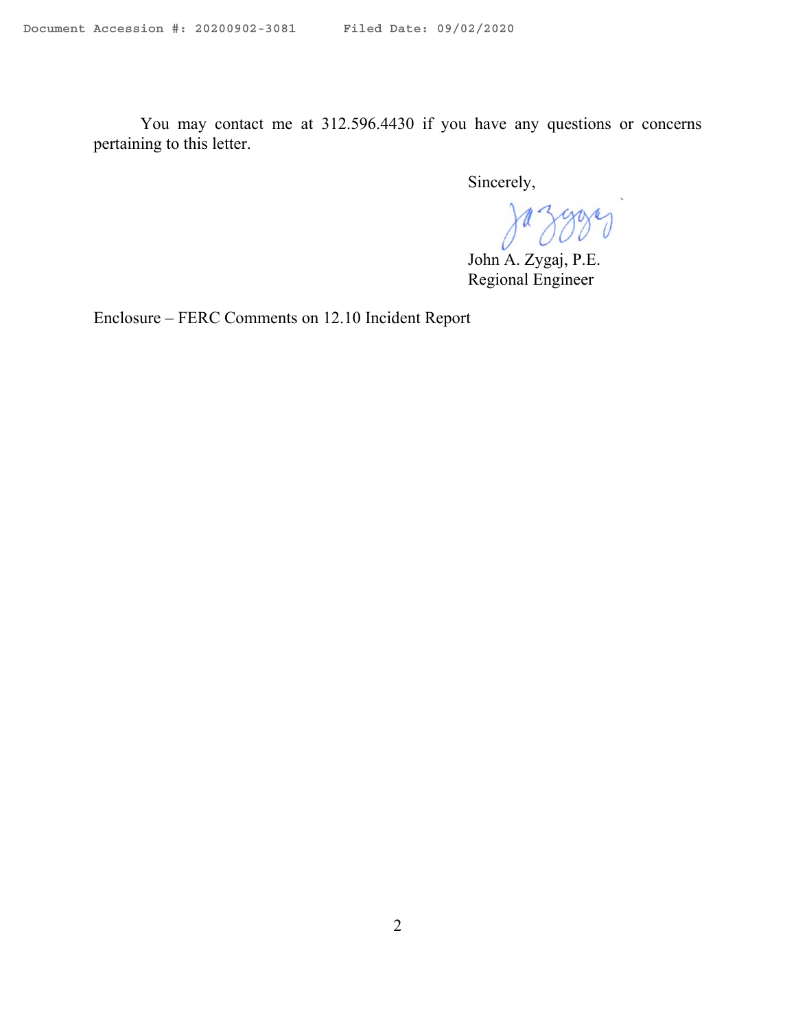You may contact me at 312.596.4430 if you have any questions or concerns pertaining to this letter.

Sincerely,

John A. Zygaj, P.E.
Regional Engineer

Enclosure – FERC Comments on 12.10 Incident Report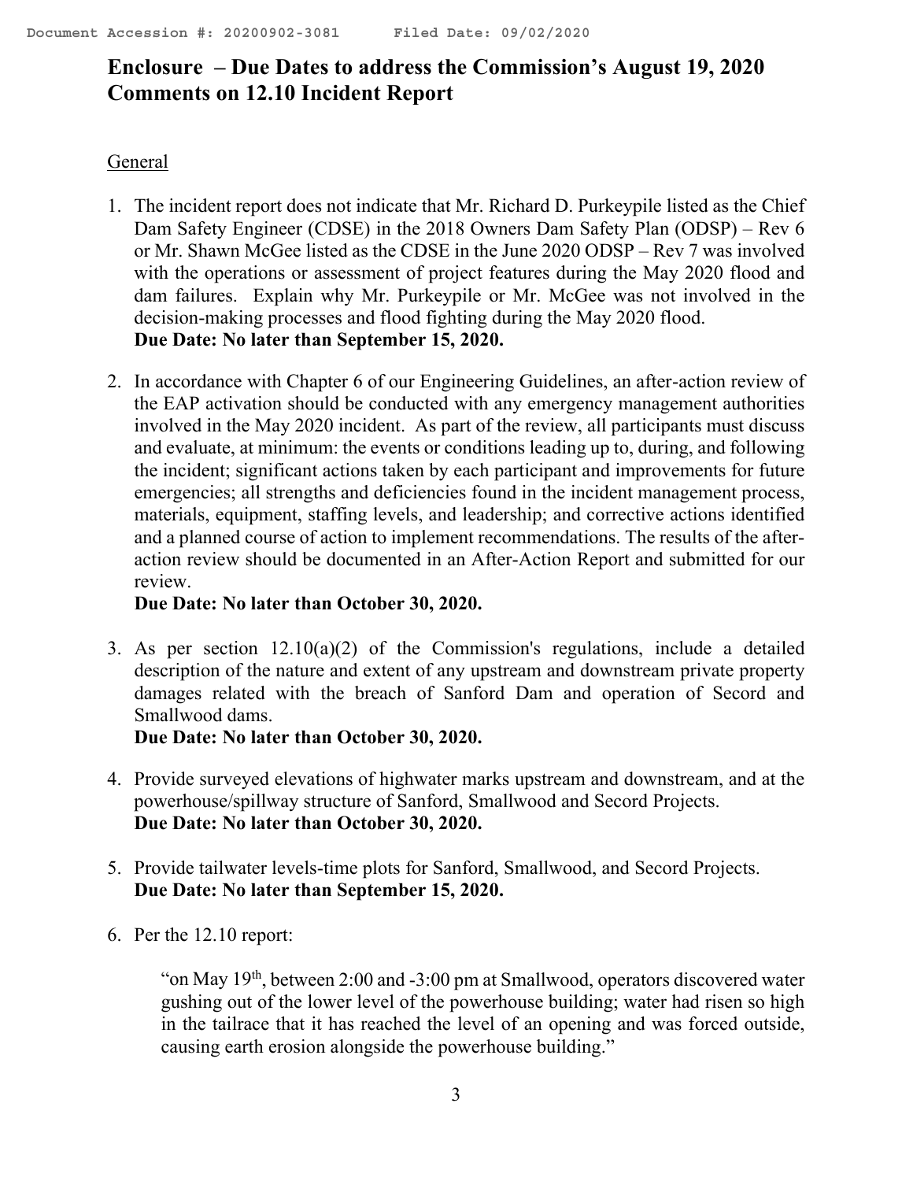# Enclosure – Due Dates to address the Commission's August 19, 2020 Comments on 12.10 Incident Report

General

1. The incident report does not indicate that Mr. Richard D. Purkeypile listed as the Chief Dam Safety Engineer (CDSE) in the 2018 Owners Dam Safety Plan (ODSP) – Rev 6 or Mr. Shawn McGee listed as the CDSE in the June 2020 ODSP – Rev 7 was involved with the operations or assessment of project features during the May 2020 flood and dam failures. Explain why Mr. Purkeypile or Mr. McGee was not involved in the decision-making processes and flood fighting during the May 2020 flood.
**Due Date: No later than September 15, 2020.**

2. In accordance with Chapter 6 of our Engineering Guidelines, an after-action review of the EAP activation should be conducted with any emergency management authorities involved in the May 2020 incident. As part of the review, all participants must discuss and evaluate, at minimum: the events or conditions leading up to, during, and following the incident; significant actions taken by each participant and improvements for future emergencies; all strengths and deficiencies found in the incident management process, materials, equipment, staffing levels, and leadership; and corrective actions identified and a planned course of action to implement recommendations. The results of the after-action review should be documented in an After-Action Report and submitted for our review.
**Due Date: No later than October 30, 2020.**

3. As per section 12.10(a)(2) of the Commission's regulations, include a detailed description of the nature and extent of any upstream and downstream private property damages related with the breach of Sanford Dam and operation of Secord and Smallwood dams.
**Due Date: No later than October 30, 2020.**

4. Provide surveyed elevations of highwater marks upstream and downstream, and at the powerhouse/spillway structure of Sanford, Smallwood and Secord Projects.
**Due Date: No later than October 30, 2020.**

5. Provide tailwater levels-time plots for Sanford, Smallwood, and Secord Projects.
**Due Date: No later than September 15, 2020.**

6. Per the 12.10 report:

   "on May 19th, between 2:00 and -3:00 pm at Smallwood, operators discovered water gushing out of the lower level of the powerhouse building; water had risen so high in the tailrace that it has reached the level of an opening and was forced outside, causing earth erosion alongside the powerhouse building."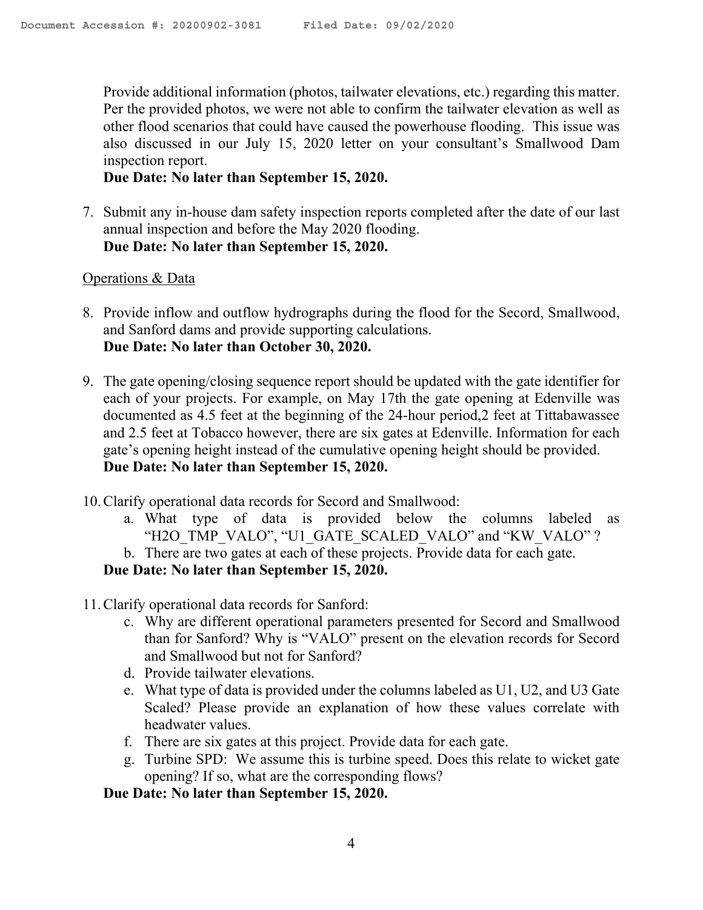Provide additional information (photos, tailwater elevations, etc.) regarding this matter. Per the provided photos, we were not able to confirm the tailwater elevation as well as other flood scenarios that could have caused the powerhouse flooding. This issue was also discussed in our July 15, 2020 letter on your consultant's Smallwood Dam inspection report.
**Due Date: No later than September 15, 2020.**

7. Submit any in-house dam safety inspection reports completed after the date of our last annual inspection and before the May 2020 flooding.
**Due Date: No later than September 15, 2020.**

Operations & Data

8. Provide inflow and outflow hydrographs during the flood for the Secord, Smallwood, and Sanford dams and provide supporting calculations.
**Due Date: No later than October 30, 2020.**

9. The gate opening/closing sequence report should be updated with the gate identifier for each of your projects. For example, on May 17th the gate opening at Edenville was documented as 4.5 feet at the beginning of the 24-hour period,2 feet at Tittabawassee and 2.5 feet at Tobacco however, there are six gates at Edenville. Information for each gate's opening height instead of the cumulative opening height should be provided.
**Due Date: No later than September 15, 2020.**

10. Clarify operational data records for Secord and Smallwood:
    a. What type of data is provided below the columns labeled as "H2O_TMP_VALO", "U1_GATE_SCALED_VALO" and "KW_VALO" ?
    b. There are two gates at each of these projects. Provide data for each gate.

    **Due Date: No later than September 15, 2020.**

11. Clarify operational data records for Sanford:
    c. Why are different operational parameters presented for Secord and Smallwood than for Sanford? Why is "VALO" present on the elevation records for Secord and Smallwood but not for Sanford?
    d. Provide tailwater elevations.
    e. What type of data is provided under the columns labeled as U1, U2, and U3 Gate Scaled? Please provide an explanation of how these values correlate with headwater values.
    f. There are six gates at this project. Provide data for each gate.
    g. Turbine SPD: We assume this is turbine speed. Does this relate to wicket gate opening? If so, what are the corresponding flows?

    **Due Date: No later than September 15, 2020.**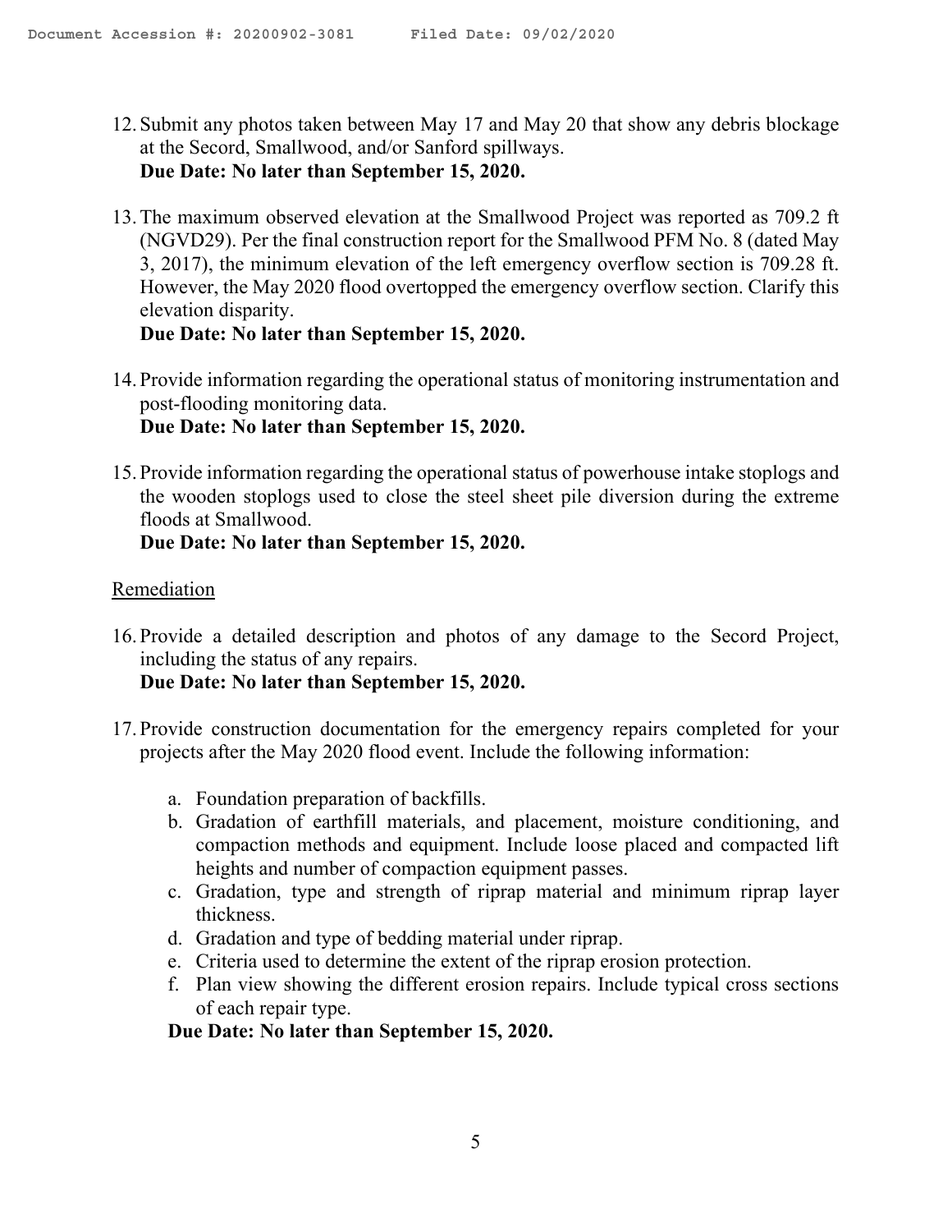12. Submit any photos taken between May 17 and May 20 that show any debris blockage at the Secord, Smallwood, and/or Sanford spillways.
    **Due Date: No later than September 15, 2020.**

13. The maximum observed elevation at the Smallwood Project was reported as 709.2 ft (NGVD29). Per the final construction report for the Smallwood PFM No. 8 (dated May 3, 2017), the minimum elevation of the left emergency overflow section is 709.28 ft. However, the May 2020 flood overtopped the emergency overflow section. Clarify this elevation disparity.
    **Due Date: No later than September 15, 2020.**

14. Provide information regarding the operational status of monitoring instrumentation and post-flooding monitoring data.
    **Due Date: No later than September 15, 2020.**

15. Provide information regarding the operational status of powerhouse intake stoplogs and the wooden stoplogs used to close the steel sheet pile diversion during the extreme floods at Smallwood.
    **Due Date: No later than September 15, 2020.**

<u>Remediation</u>

16. Provide a detailed description and photos of any damage to the Secord Project, including the status of any repairs.
    **Due Date: No later than September 15, 2020.**

17. Provide construction documentation for the emergency repairs completed for your projects after the May 2020 flood event. Include the following information:

    a. Foundation preparation of backfills.
    b. Gradation of earthfill materials, and placement, moisture conditioning, and compaction methods and equipment. Include loose placed and compacted lift heights and number of compaction equipment passes.
    c. Gradation, type and strength of riprap material and minimum riprap layer thickness.
    d. Gradation and type of bedding material under riprap.
    e. Criteria used to determine the extent of the riprap erosion protection.
    f. Plan view showing the different erosion repairs. Include typical cross sections of each repair type.

    **Due Date: No later than September 15, 2020.**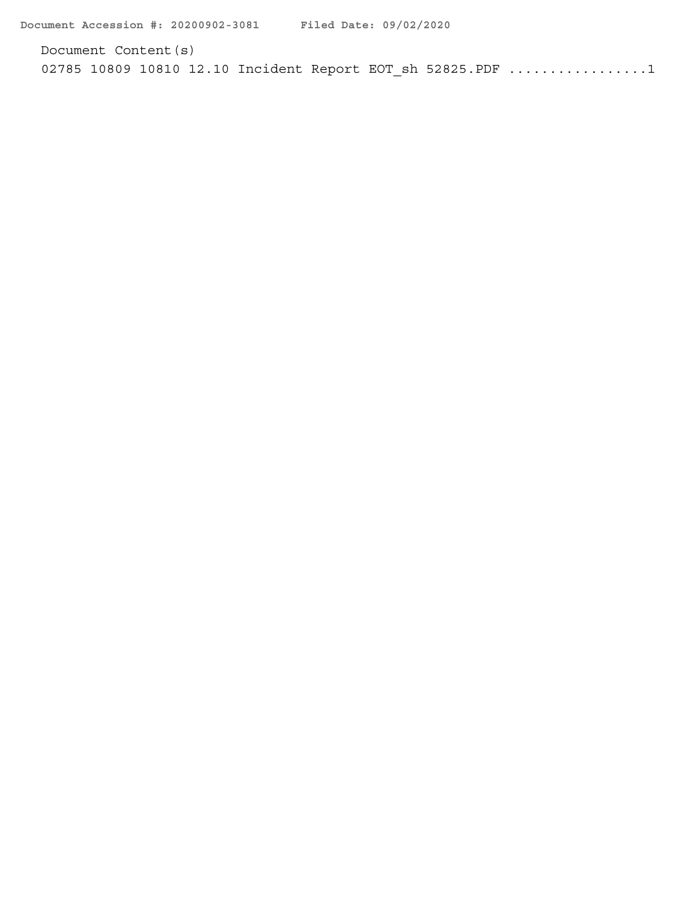Document Accession #: 20200902-3081 Filed Date: 09/02/2020

Document Content(s)

02785 10809 10810 12.10 Incident Report EOT_sh 52825.PDF .................1